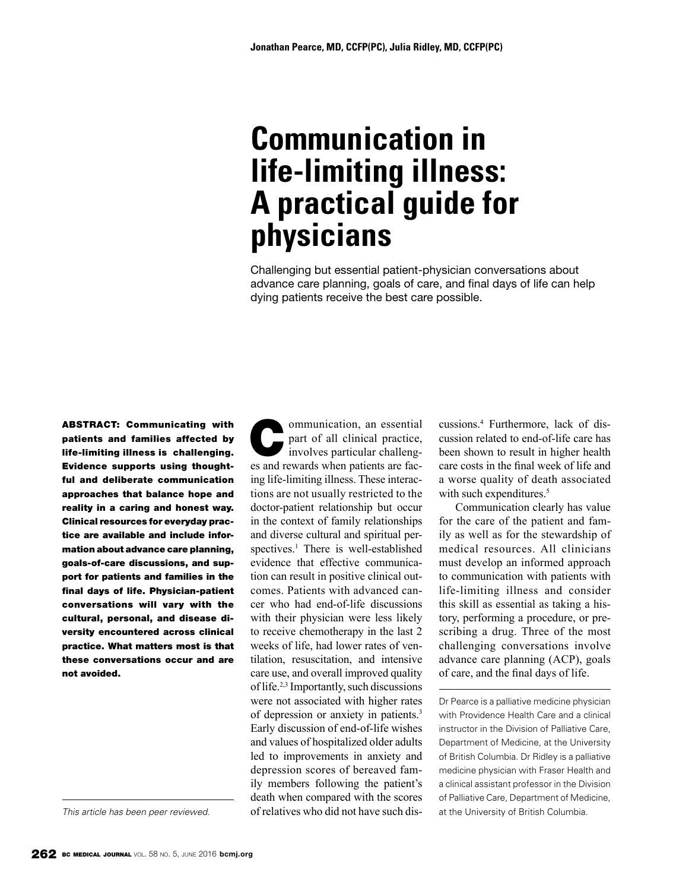Jonathan Pearce, MD, CCFP(PC), Julia Ridley, MD, CCFP(PC)

# Communication in life-limiting illness: A practical guide for physicians

Challenging but essential patient-physician conversations about advance care planning, goals of care, and final days of life can help dying patients receive the best care possible.

**ABSTRACT: Communicating with patients and families affected by life-limiting illness is challenging. Evidence supports using thoughtful and deliberate communication approaches that balance hope and reality in a caring and honest way. Clinical resources for everyday practice are available and include information about advance care planning, goals-of-care discussions, and support for patients and families in the final days of life. Physician-patient conversations will vary with the cultural, personal, and disease diversity encountered across clinical practice. What matters most is that these conversations occur and are not avoided.**

*This article has been peer reviewed.*

Communication, an essential part of all clinical practice, involves particular challenges and rewards when patients are facing life-limiting illness. These interactions are not usually restricted to the doctor-patient relationship but occur in the context of family relationships and diverse cultural and spiritual perspectives.[1] There is well-established evidence that effective communication can result in positive clinical outcomes. Patients with advanced cancer who had end-of-life discussions with their physician were less likely to receive chemotherapy in the last 2 weeks of life, had lower rates of ventilation, resuscitation, and intensive care use, and overall improved quality of life.[2,3] Importantly, such discussions were not associated with higher rates of depression or anxiety in patients.[3] Early discussion of end-of-life wishes and values of hospitalized older adults led to improvements in anxiety and depression scores of bereaved family members following the patient's death when compared with the scores of relatives who did not have such discussions.[4] Furthermore, lack of discussion related to end-of-life care has been shown to result in higher health care costs in the final week of life and a worse quality of death associated with such expenditures.[5]

Communication clearly has value for the care of the patient and family as well as for the stewardship of medical resources. All clinicians must develop an informed approach to communication with patients with life-limiting illness and consider this skill as essential as taking a history, performing a procedure, or prescribing a drug. Three of the most challenging conversations involve advance care planning (ACP), goals of care, and the final days of life.

Dr Pearce is a palliative medicine physician with Providence Health Care and a clinical instructor in the Division of Palliative Care, Department of Medicine, at the University of British Columbia. Dr Ridley is a palliative medicine physician with Fraser Health and a clinical assistant professor in the Division of Palliative Care, Department of Medicine, at the University of British Columbia.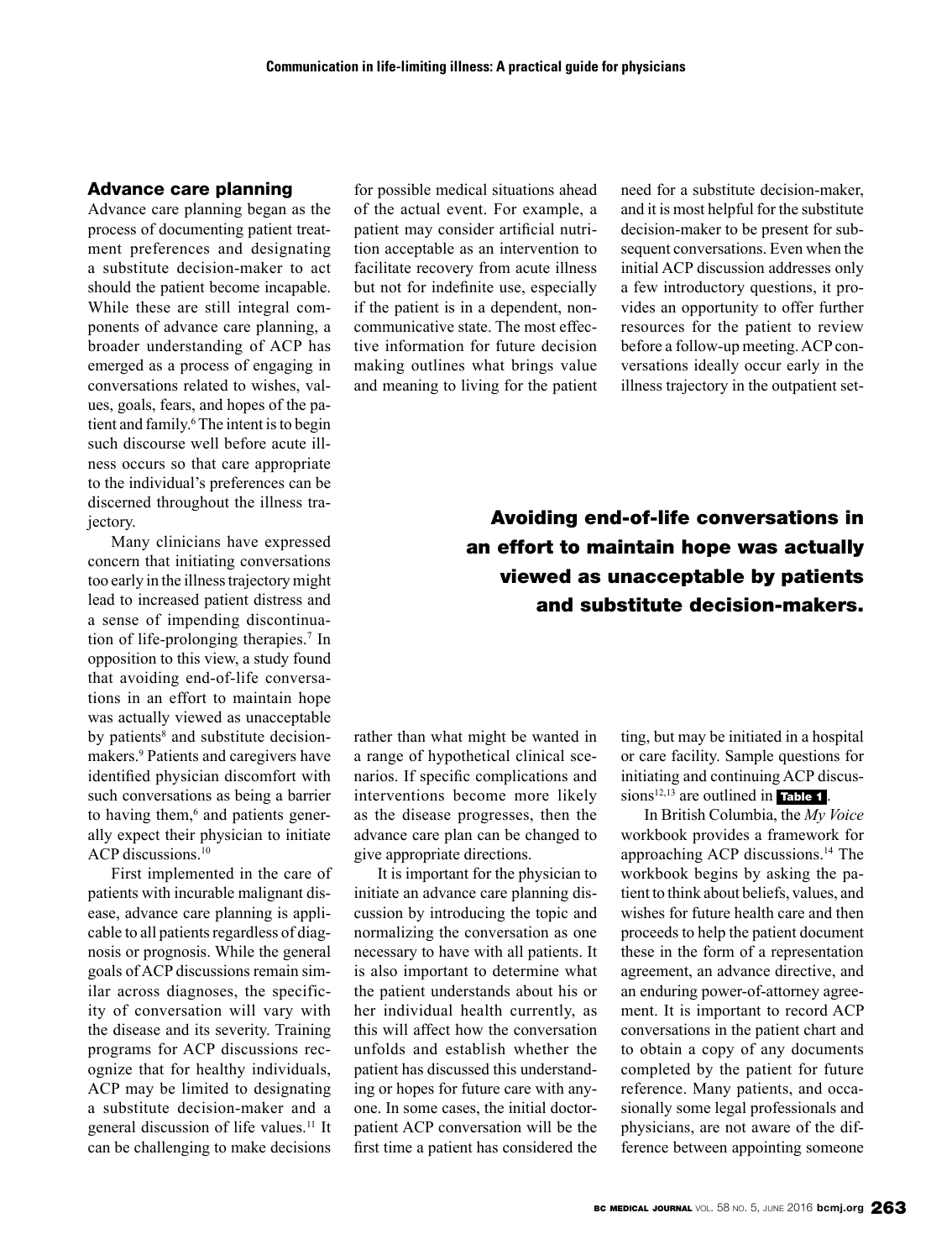## Advance care planning

Advance care planning began as the process of documenting patient treatment preferences and designating a substitute decision-maker to act should the patient become incapable. While these are still integral components of advance care planning, a broader understanding of ACP has emerged as a process of engaging in conversations related to wishes, values, goals, fears, and hopes of the patient and family.[6] The intent is to begin such discourse well before acute illness occurs so that care appropriate to the individual's preferences can be discerned throughout the illness trajectory.

Many clinicians have expressed concern that initiating conversations too early in the illness trajectory might lead to increased patient distress and a sense of impending discontinuation of life-prolonging therapies.[7] In opposition to this view, a study found that avoiding end-of-life conversations in an effort to maintain hope was actually viewed as unacceptable by patients[8] and substitute decision-makers.[9] Patients and caregivers have identified physician discomfort with such conversations as being a barrier to having them,[6] and patients generally expect their physician to initiate ACP discussions.[10]

First implemented in the care of patients with incurable malignant disease, advance care planning is applicable to all patients regardless of diagnosis or prognosis. While the general goals of ACP discussions remain similar across diagnoses, the specificity of conversation will vary with the disease and its severity. Training programs for ACP discussions recognize that for healthy individuals, ACP may be limited to designating a substitute decision-maker and a general discussion of life values.[11] It can be challenging to make decisions for possible medical situations ahead of the actual event. For example, a patient may consider artificial nutrition acceptable as an intervention to facilitate recovery from acute illness but not for indefinite use, especially if the patient is in a dependent, noncommunicative state. The most effective information for future decision making outlines what brings value and meaning to living for the patient rather than what might be wanted in a range of hypothetical clinical scenarios. If specific complications and interventions become more likely as the disease progresses, then the advance care plan can be changed to give appropriate directions.

**Avoiding end-of-life conversations in an effort to maintain hope was actually viewed as unacceptable by patients and substitute decision-makers.**

It is important for the physician to initiate an advance care planning discussion by introducing the topic and normalizing the conversation as one necessary to have with all patients. It is also important to determine what the patient understands about his or her individual health currently, as this will affect how the conversation unfolds and establish whether the patient has discussed this understanding or hopes for future care with anyone. In some cases, the initial doctor-patient ACP conversation will be the first time a patient has considered the need for a substitute decision-maker, and it is most helpful for the substitute decision-maker to be present for subsequent conversations. Even when the initial ACP discussion addresses only a few introductory questions, it provides an opportunity to offer further resources for the patient to review before a follow-up meeting. ACP conversations ideally occur early in the illness trajectory in the outpatient setting, but may be initiated in a hospital or care facility. Sample questions for initiating and continuing ACP discussions[12,13] are outlined in **Table 1**.

In British Columbia, the *My Voice* workbook provides a framework for approaching ACP discussions.[14] The workbook begins by asking the patient to think about beliefs, values, and wishes for future health care and then proceeds to help the patient document these in the form of a representation agreement, an advance directive, and an enduring power-of-attorney agreement. It is important to record ACP conversations in the patient chart and to obtain a copy of any documents completed by the patient for future reference. Many patients, and occasionally some legal professionals and physicians, are not aware of the difference between appointing someone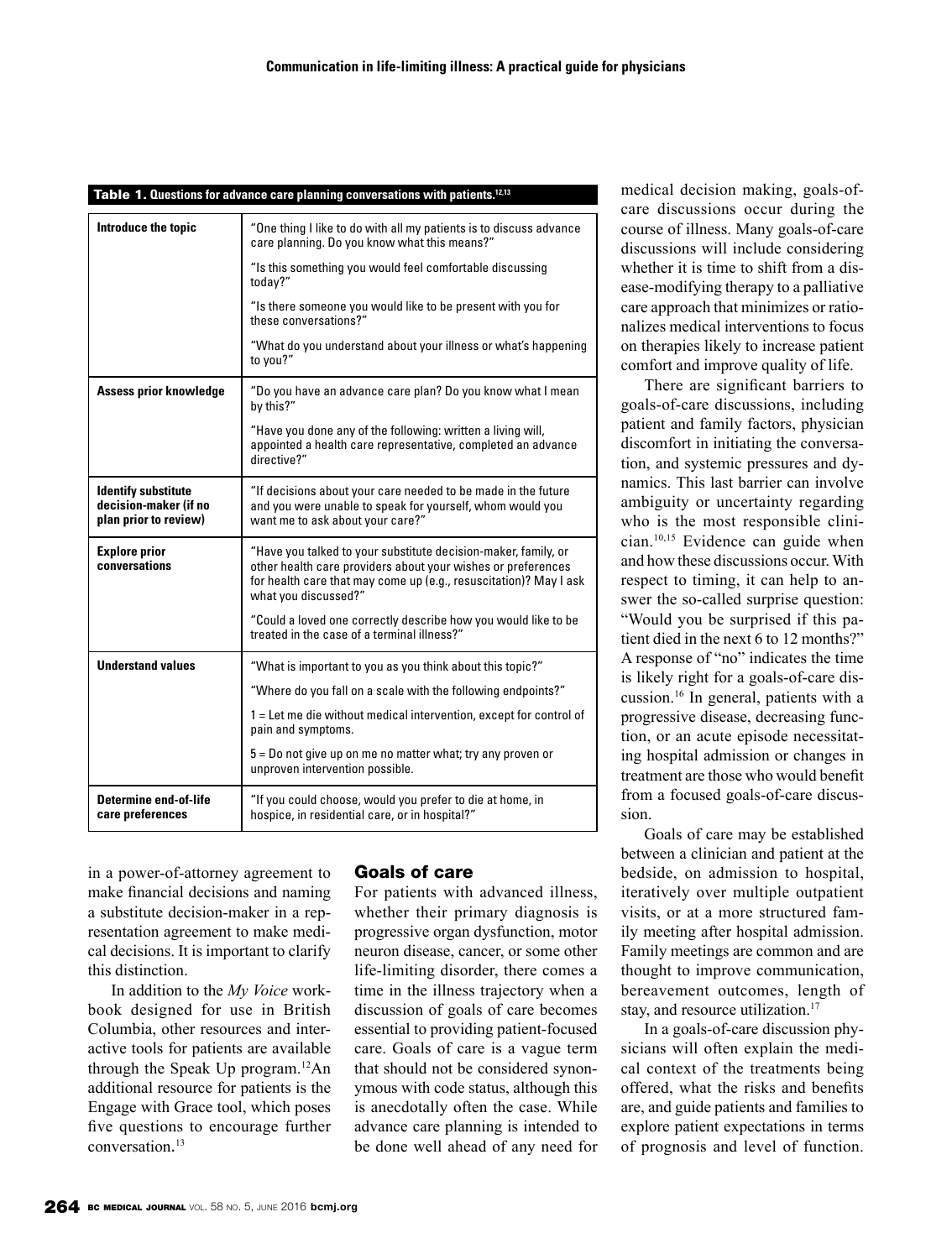**Table 1. Questions for advance care planning conversations with patients.[12,13]**

| | |
|---|---|
| **Introduce the topic** | "One thing I like to do with all my patients is to discuss advance care planning. Do you know what this means?" "Is this something you would feel comfortable discussing today?" "Is there someone you would like to be present with you for these conversations?" "What do you understand about your illness or what's happening to you?" |
| **Assess prior knowledge** | "Do you have an advance care plan? Do you know what I mean by this?" "Have you done any of the following: written a living will, appointed a health care representative, completed an advance directive?" |
| **Identify substitute decision-maker (if no plan prior to review)** | "If decisions about your care needed to be made in the future and you were unable to speak for yourself, whom would you want me to ask about your care?" |
| **Explore prior conversations** | "Have you talked to your substitute decision-maker, family, or other health care providers about your wishes or preferences for health care that may come up (e.g., resuscitation)? May I ask what you discussed?" "Could a loved one correctly describe how you would like to be treated in the case of a terminal illness?" |
| **Understand values** | "What is important to you as you think about this topic?" "Where do you fall on a scale with the following endpoints?" 1 = Let me die without medical intervention, except for control of pain and symptoms. 5 = Do not give up on me no matter what; try any proven or unproven intervention possible. |
| **Determine end-of-life care preferences** | "If you could choose, would you prefer to die at home, in hospice, in residential care, or in hospital?" |

in a power-of-attorney agreement to make financial decisions and naming a substitute decision-maker in a representation agreement to make medical decisions. It is important to clarify this distinction.

In addition to the *My Voice* workbook designed for use in British Columbia, other resources and interactive tools for patients are available through the Speak Up program.[12] An additional resource for patients is the Engage with Grace tool, which poses five questions to encourage further conversation.[13]

## Goals of care

For patients with advanced illness, whether their primary diagnosis is progressive organ dysfunction, motor neuron disease, cancer, or some other life-limiting disorder, there comes a time in the illness trajectory when a discussion of goals of care becomes essential to providing patient-focused care. Goals of care is a vague term that should not be considered synonymous with code status, although this is anecdotally often the case. While advance care planning is intended to be done well ahead of any need for medical decision making, goals-of-care discussions occur during the course of illness. Many goals-of-care discussions will include considering whether it is time to shift from a disease-modifying therapy to a palliative care approach that minimizes or rationalizes medical interventions to focus on therapies likely to increase patient comfort and improve quality of life.

There are significant barriers to goals-of-care discussions, including patient and family factors, physician discomfort in initiating the conversation, and systemic pressures and dynamics. This last barrier can involve ambiguity or uncertainty regarding who is the most responsible clinician.[10,15] Evidence can guide when and how these discussions occur. With respect to timing, it can help to answer the so-called surprise question: "Would you be surprised if this patient died in the next 6 to 12 months?" A response of "no" indicates the time is likely right for a goals-of-care discussion.[16] In general, patients with a progressive disease, decreasing function, or an acute episode necessitating hospital admission or changes in treatment are those who would benefit from a focused goals-of-care discussion.

Goals of care may be established between a clinician and patient at the bedside, on admission to hospital, iteratively over multiple outpatient visits, or at a more structured family meeting after hospital admission. Family meetings are common and are thought to improve communication, bereavement outcomes, length of stay, and resource utilization.[17]

In a goals-of-care discussion physicians will often explain the medical context of the treatments being offered, what the risks and benefits are, and guide patients and families to explore patient expectations in terms of prognosis and level of function.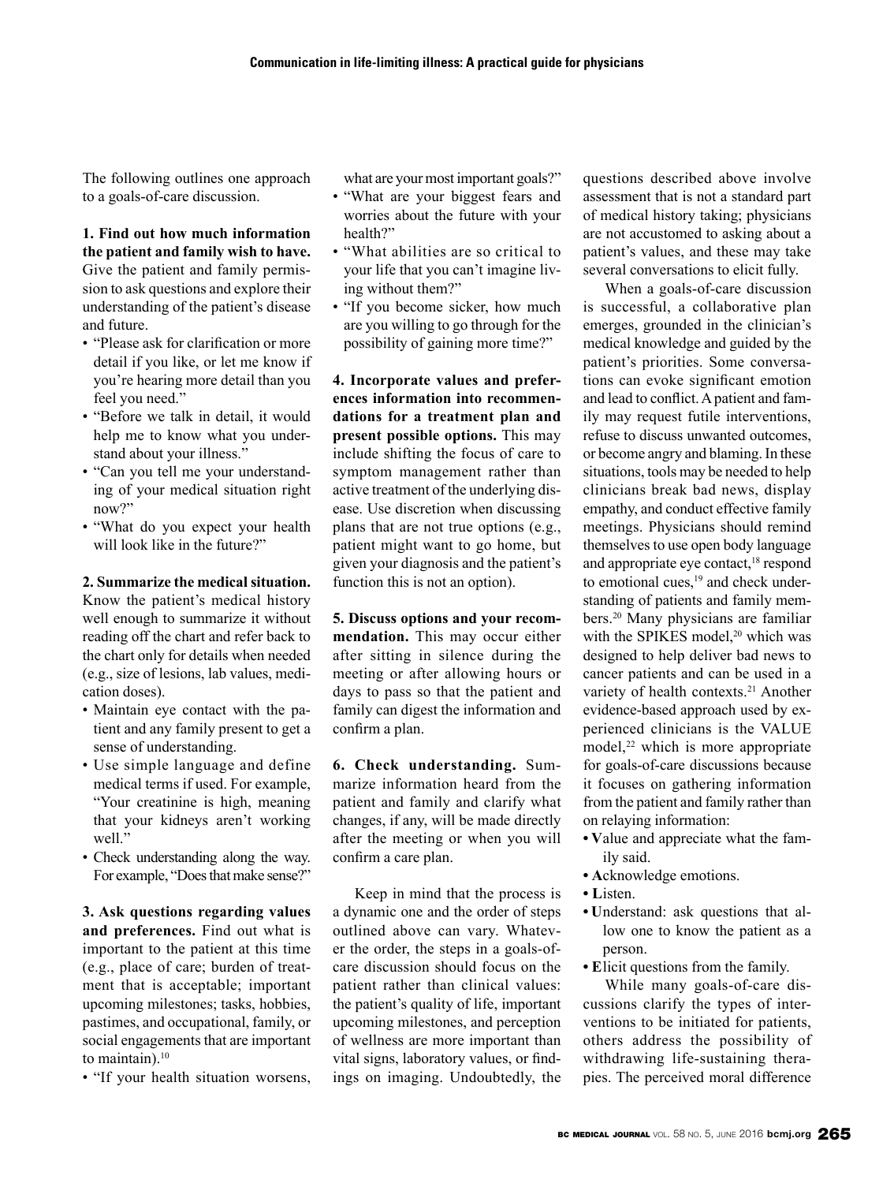The following outlines one approach to a goals-of-care discussion.

**1. Find out how much information the patient and family wish to have.** Give the patient and family permission to ask questions and explore their understanding of the patient's disease and future.

- "Please ask for clarification or more detail if you like, or let me know if you're hearing more detail than you feel you need."
- "Before we talk in detail, it would help me to know what you understand about your illness."
- "Can you tell me your understanding of your medical situation right now?"
- "What do you expect your health will look like in the future?"

**2. Summarize the medical situation.** Know the patient's medical history well enough to summarize it without reading off the chart and refer back to the chart only for details when needed (e.g., size of lesions, lab values, medication doses).

- Maintain eye contact with the patient and any family present to get a sense of understanding.
- Use simple language and define medical terms if used. For example, "Your creatinine is high, meaning that your kidneys aren't working well."
- Check understanding along the way. For example, "Does that make sense?"

**3. Ask questions regarding values and preferences.** Find out what is important to the patient at this time (e.g., place of care; burden of treatment that is acceptable; important upcoming milestones; tasks, hobbies, pastimes, and occupational, family, or social engagements that are important to maintain).[10]

- "If your health situation worsens, what are your most important goals?"
- "What are your biggest fears and worries about the future with your health?"
- "What abilities are so critical to your life that you can't imagine living without them?"
- "If you become sicker, how much are you willing to go through for the possibility of gaining more time?"

**4. Incorporate values and preferences information into recommendations for a treatment plan and present possible options.** This may include shifting the focus of care to symptom management rather than active treatment of the underlying disease. Use discretion when discussing plans that are not true options (e.g., patient might want to go home, but given your diagnosis and the patient's function this is not an option).

**5. Discuss options and your recommendation.** This may occur either after sitting in silence during the meeting or after allowing hours or days to pass so that the patient and family can digest the information and confirm a plan.

**6. Check understanding.** Summarize information heard from the patient and family and clarify what changes, if any, will be made directly after the meeting or when you will confirm a care plan.

Keep in mind that the process is a dynamic one and the order of steps outlined above can vary. Whatever the order, the steps in a goals-of-care discussion should focus on the patient rather than clinical values: the patient's quality of life, important upcoming milestones, and perception of wellness are more important than vital signs, laboratory values, or findings on imaging. Undoubtedly, the questions described above involve assessment that is not a standard part of medical history taking; physicians are not accustomed to asking about a patient's values, and these may take several conversations to elicit fully.

When a goals-of-care discussion is successful, a collaborative plan emerges, grounded in the clinician's medical knowledge and guided by the patient's priorities. Some conversations can evoke significant emotion and lead to conflict. A patient and family may request futile interventions, refuse to discuss unwanted outcomes, or become angry and blaming. In these situations, tools may be needed to help clinicians break bad news, display empathy, and conduct effective family meetings. Physicians should remind themselves to use open body language and appropriate eye contact,[18] respond to emotional cues,[19] and check understanding of patients and family members.[20] Many physicians are familiar with the SPIKES model,[20] which was designed to help deliver bad news to cancer patients and can be used in a variety of health contexts.[21] Another evidence-based approach used by experienced clinicians is the VALUE model,[22] which is more appropriate for goals-of-care discussions because it focuses on gathering information from the patient and family rather than on relaying information:

- **V**alue and appreciate what the family said.
- **A**cknowledge emotions.
- **L**isten.
- **U**nderstand: ask questions that allow one to know the patient as a person.
- **E**licit questions from the family.

While many goals-of-care discussions clarify the types of interventions to be initiated for patients, others address the possibility of withdrawing life-sustaining therapies. The perceived moral difference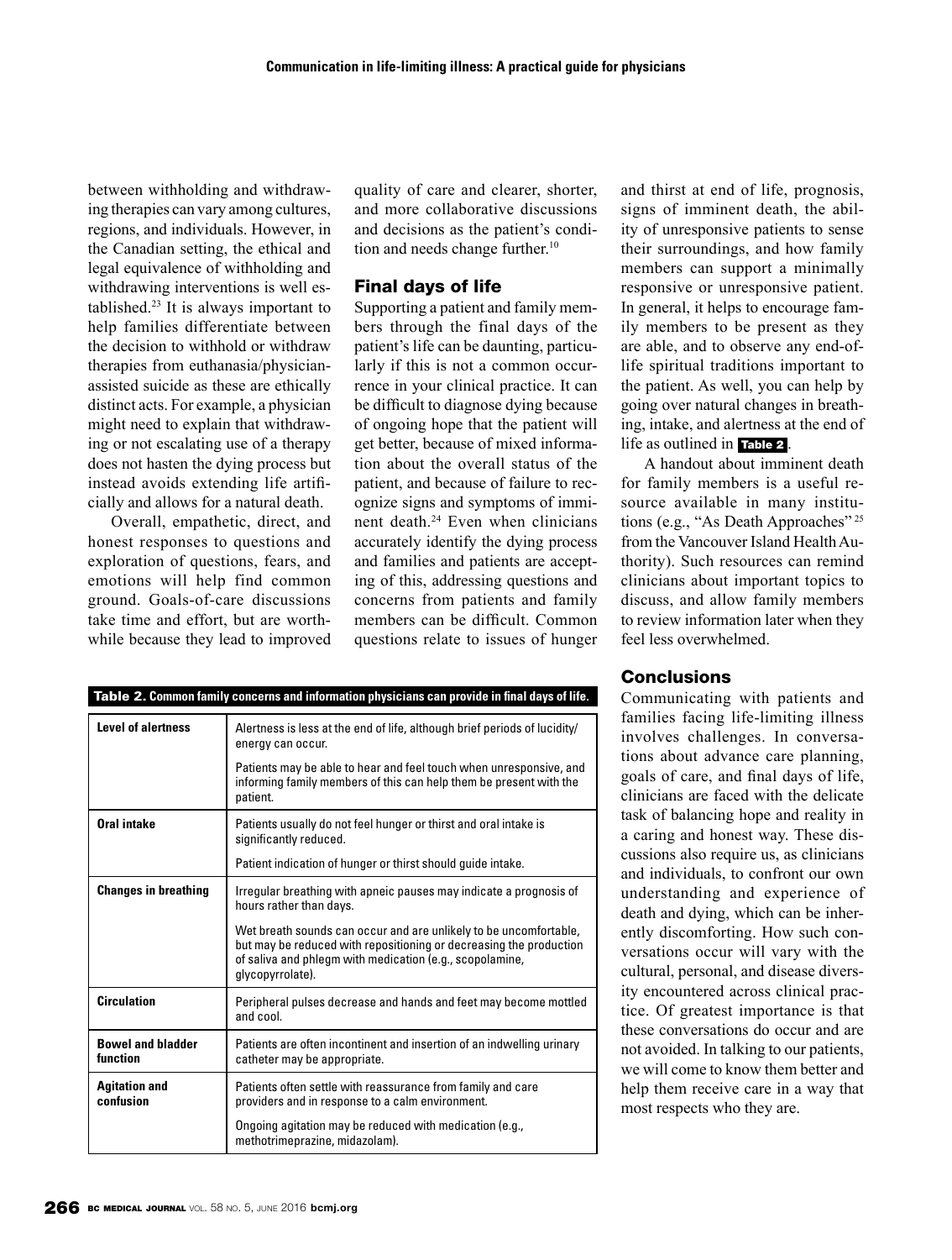between withholding and withdrawing therapies can vary among cultures, regions, and individuals. However, in the Canadian setting, the ethical and legal equivalence of withholding and withdrawing interventions is well established.[23] It is always important to help families differentiate between the decision to withhold or withdraw therapies from euthanasia/physician-assisted suicide as these are ethically distinct acts. For example, a physician might need to explain that withdrawing or not escalating use of a therapy does not hasten the dying process but instead avoids extending life artificially and allows for a natural death.

Overall, empathetic, direct, and honest responses to questions and exploration of questions, fears, and emotions will help find common ground. Goals-of-care discussions take time and effort, but are worthwhile because they lead to improved quality of care and clearer, shorter, and more collaborative discussions and decisions as the patient's condition and needs change further.[10]

## Final days of life

Supporting a patient and family members through the final days of the patient's life can be daunting, particularly if this is not a common occurrence in your clinical practice. It can be difficult to diagnose dying because of ongoing hope that the patient will get better, because of mixed information about the overall status of the patient, and because of failure to recognize signs and symptoms of imminent death.[24] Even when clinicians accurately identify the dying process and families and patients are accepting of this, addressing questions and concerns from patients and family members can be difficult. Common questions relate to issues of hunger and thirst at end of life, prognosis, signs of imminent death, the ability of unresponsive patients to sense their surroundings, and how family members can support a minimally responsive or unresponsive patient. In general, it helps to encourage family members to be present as they are able, and to observe any end-of-life spiritual traditions important to the patient. As well, you can help by going over natural changes in breathing, intake, and alertness at the end of life as outlined in **Table 2**.

A handout about imminent death for family members is a useful resource available in many institutions (e.g., "As Death Approaches"[25] from the Vancouver Island Health Authority). Such resources can remind clinicians about important topics to discuss, and allow family members to review information later when they feel less overwhelmed.

**Table 2. Common family concerns and information physicians can provide in final days of life.**

| | |
|---|---|
| **Level of alertness** | Alertness is less at the end of life, although brief periods of lucidity/energy can occur. |
| | Patients may be able to hear and feel touch when unresponsive, and informing family members of this can help them be present with the patient. |
| **Oral intake** | Patients usually do not feel hunger or thirst and oral intake is significantly reduced. |
| | Patient indication of hunger or thirst should guide intake. |
| **Changes in breathing** | Irregular breathing with apneic pauses may indicate a prognosis of hours rather than days. |
| | Wet breath sounds can occur and are unlikely to be uncomfortable, but may be reduced with repositioning or decreasing the production of saliva and phlegm with medication (e.g., scopolamine, glycopyrrolate). |
| **Circulation** | Peripheral pulses decrease and hands and feet may become mottled and cool. |
| **Bowel and bladder function** | Patients are often incontinent and insertion of an indwelling urinary catheter may be appropriate. |
| **Agitation and confusion** | Patients often settle with reassurance from family and care providers and in response to a calm environment. |
| | Ongoing agitation may be reduced with medication (e.g., methotrimeprazine, midazolam). |

## Conclusions

Communicating with patients and families facing life-limiting illness involves challenges. In conversations about advance care planning, goals of care, and final days of life, clinicians are faced with the delicate task of balancing hope and reality in a caring and honest way. These discussions also require us, as clinicians and individuals, to confront our own understanding and experience of death and dying, which can be inherently discomforting. How such conversations occur will vary with the cultural, personal, and disease diversity encountered across clinical practice. Of greatest importance is that these conversations do occur and are not avoided. In talking to our patients, we will come to know them better and help them receive care in a way that most respects who they are.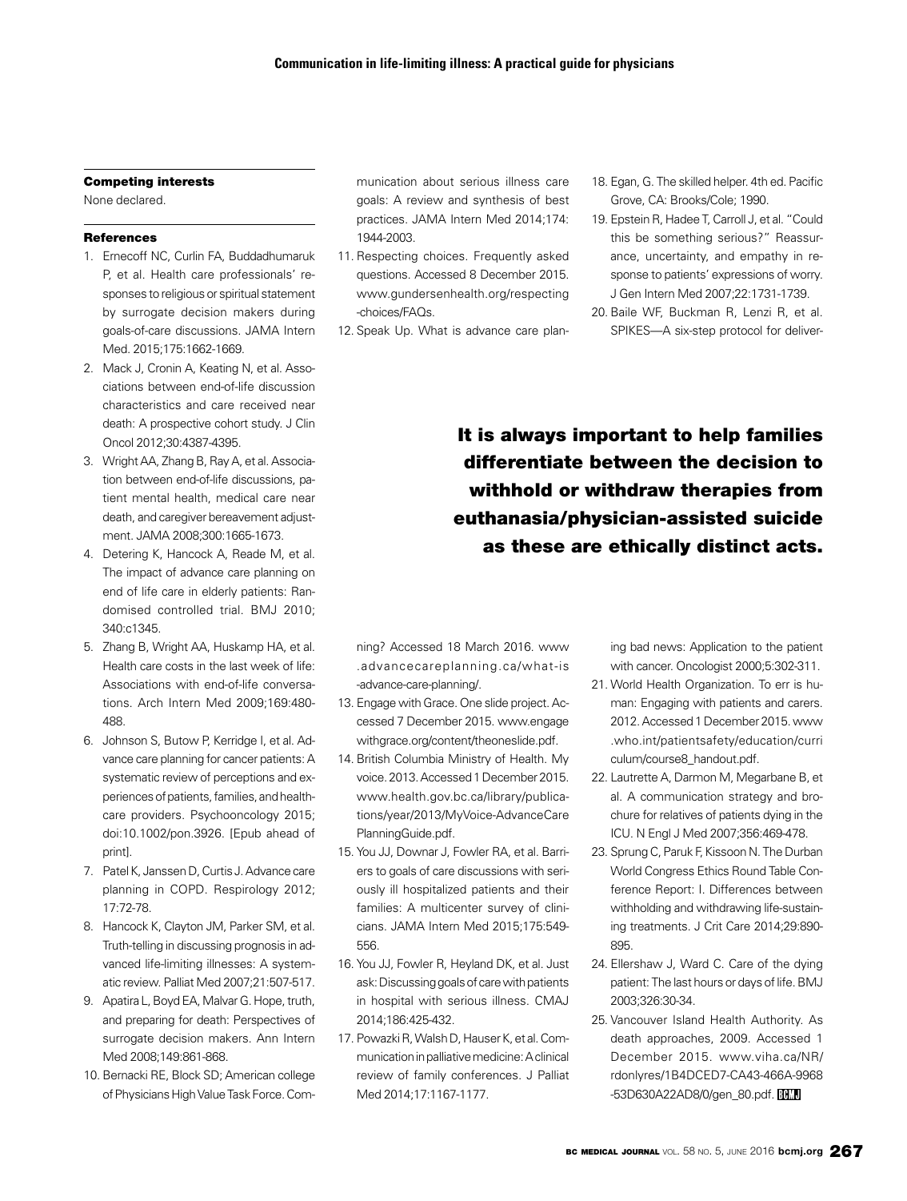## Competing interests

None declared.

## References

1. Ernecoff NC, Curlin FA, Buddadhumaruk P, et al. Health care professionals' responses to religious or spiritual statement by surrogate decision makers during goals-of-care discussions. JAMA Intern Med. 2015;175:1662-1669.
2. Mack J, Cronin A, Keating N, et al. Associations between end-of-life discussion characteristics and care received near death: A prospective cohort study. J Clin Oncol 2012;30:4387-4395.
3. Wright AA, Zhang B, Ray A, et al. Association between end-of-life discussions, patient mental health, medical care near death, and caregiver bereavement adjustment. JAMA 2008;300:1665-1673.
4. Detering K, Hancock A, Reade M, et al. The impact of advance care planning on end of life care in elderly patients: Randomised controlled trial. BMJ 2010; 340:c1345.
5. Zhang B, Wright AA, Huskamp HA, et al. Health care costs in the last week of life: Associations with end-of-life conversations. Arch Intern Med 2009;169:480-488.
6. Johnson S, Butow P, Kerridge I, et al. Advance care planning for cancer patients: A systematic review of perceptions and experiences of patients, families, and healthcare providers. Psychooncology 2015; doi:10.1002/pon.3926. [Epub ahead of print].
7. Patel K, Janssen D, Curtis J. Advance care planning in COPD. Respirology 2012; 17:72-78.
8. Hancock K, Clayton JM, Parker SM, et al. Truth-telling in discussing prognosis in advanced life-limiting illnesses: A systematic review. Palliat Med 2007;21:507-517.
9. Apatira L, Boyd EA, Malvar G. Hope, truth, and preparing for death: Perspectives of surrogate decision makers. Ann Intern Med 2008;149:861-868.
10. Bernacki RE, Block SD; American college of Physicians High Value Task Force. Communication about serious illness care goals: A review and synthesis of best practices. JAMA Intern Med 2014;174: 1944-2003.
11. Respecting choices. Frequently asked questions. Accessed 8 December 2015. www.gundersenhealth.org/respecting-choices/FAQs.
12. Speak Up. What is advance care planning? Accessed 18 March 2016. www.advancecareplanning.ca/what-is-advance-care-planning/.
13. Engage with Grace. One slide project. Accessed 7 December 2015. www.engagewithgrace.org/content/theoneslide.pdf.
14. British Columbia Ministry of Health. My voice. 2013. Accessed 1 December 2015. www.health.gov.bc.ca/library/publications/year/2013/MyVoice-AdvanceCarePlanningGuide.pdf.
15. You JJ, Downar J, Fowler RA, et al. Barriers to goals of care discussions with seriously ill hospitalized patients and their families: A multicenter survey of clinicians. JAMA Intern Med 2015;175:549-556.
16. You JJ, Fowler R, Heyland DK, et al. Just ask: Discussing goals of care with patients in hospital with serious illness. CMAJ 2014;186:425-432.
17. Powazki R, Walsh D, Hauser K, et al. Communication in palliative medicine: A clinical review of family conferences. J Palliat Med 2014;17:1167-1177.
18. Egan, G. The skilled helper. 4th ed. Pacific Grove, CA: Brooks/Cole; 1990.
19. Epstein R, Hadee T, Carroll J, et al. "Could this be something serious?" Reassurance, uncertainty, and empathy in response to patients' expressions of worry. J Gen Intern Med 2007;22:1731-1739.
20. Baile WF, Buckman R, Lenzi R, et al. SPIKES—A six-step protocol for delivering bad news: Application to the patient with cancer. Oncologist 2000;5:302-311.
21. World Health Organization. To err is human: Engaging with patients and carers. 2012. Accessed 1 December 2015. www.who.int/patientsafety/education/curriculum/course8_handout.pdf.
22. Lautrette A, Darmon M, Megarbane B, et al. A communication strategy and brochure for relatives of patients dying in the ICU. N Engl J Med 2007;356:469-478.
23. Sprung C, Paruk F, Kissoon N. The Durban World Congress Ethics Round Table Conference Report: I. Differences between withholding and withdrawing life-sustaining treatments. J Crit Care 2014;29:890-895.
24. Ellershaw J, Ward C. Care of the dying patient: The last hours or days of life. BMJ 2003;326:30-34.
25. Vancouver Island Health Authority. As death approaches, 2009. Accessed 1 December 2015. www.viha.ca/NR/rdonlyres/1B4DCED7-CA43-466A-9968-53D630A22AD8/0/gen_80.pdf.

**It is always important to help families differentiate between the decision to withhold or withdraw therapies from euthanasia/physician-assisted suicide as these are ethically distinct acts.**